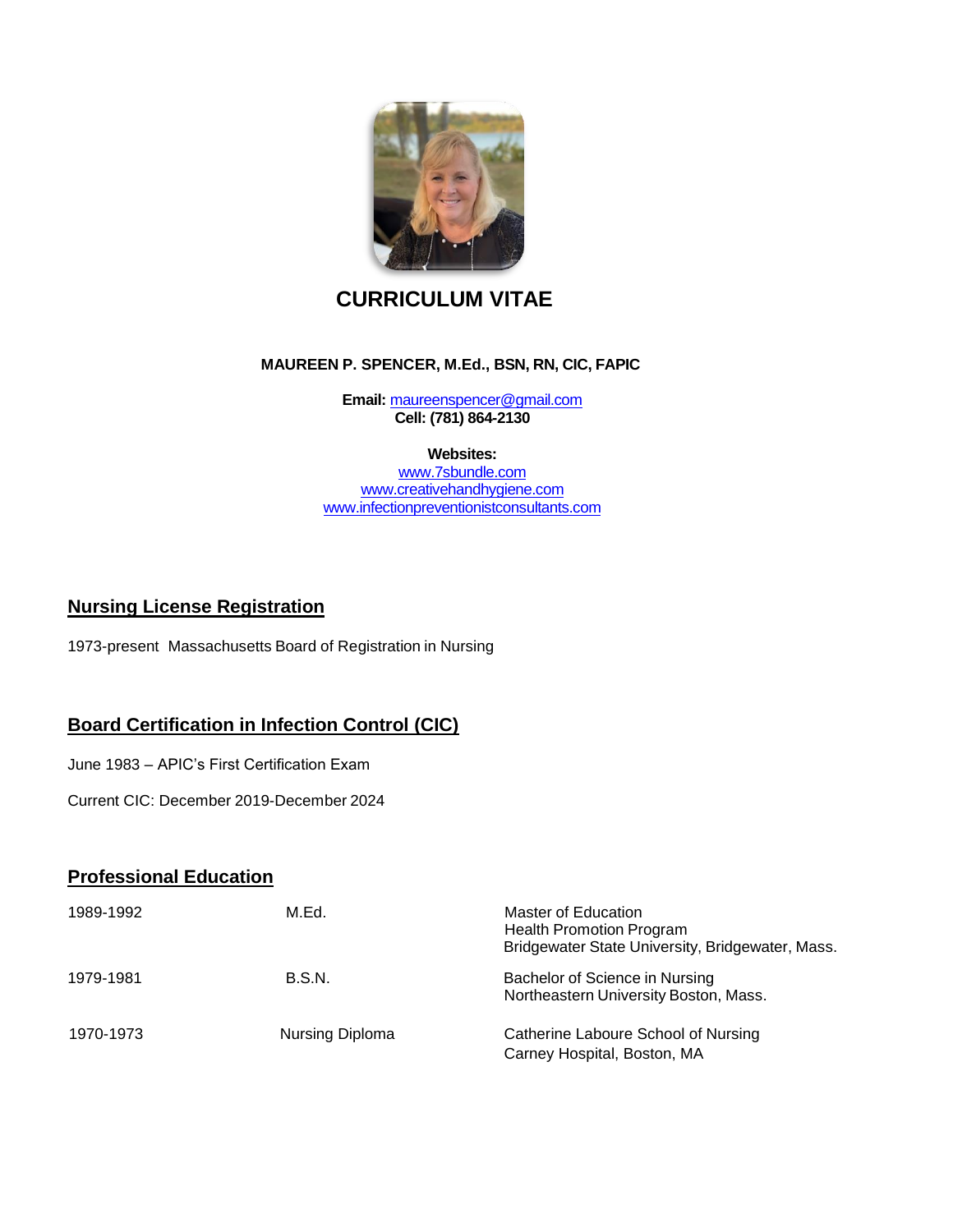# CURRICULUM VITAE

**MAUREEN P. SPENCER, M.Ed., BSN, RN, CIC, FAPIC**

**Email:** maureenspencer@gmail.com
**Cell: (781) 864-2130**

**Websites:**
www.7sbundle.com
www.creativehandhygiene.com
www.infectionpreventionistconsultants.com

## Nursing License Registration

1973-present Massachusetts Board of Registration in Nursing

## Board Certification in Infection Control (CIC)

June 1983 – APIC's First Certification Exam

Current CIC: December 2019-December 2024

## Professional Education

| | | |
|---|---|---|
| 1989-1992 | M.Ed. | Master of Education<br>Health Promotion Program<br>Bridgewater State University, Bridgewater, Mass. |
| 1979-1981 | B.S.N. | Bachelor of Science in Nursing<br>Northeastern University Boston, Mass. |
| 1970-1973 | Nursing Diploma | Catherine Laboure School of Nursing<br>Carney Hospital, Boston, MA |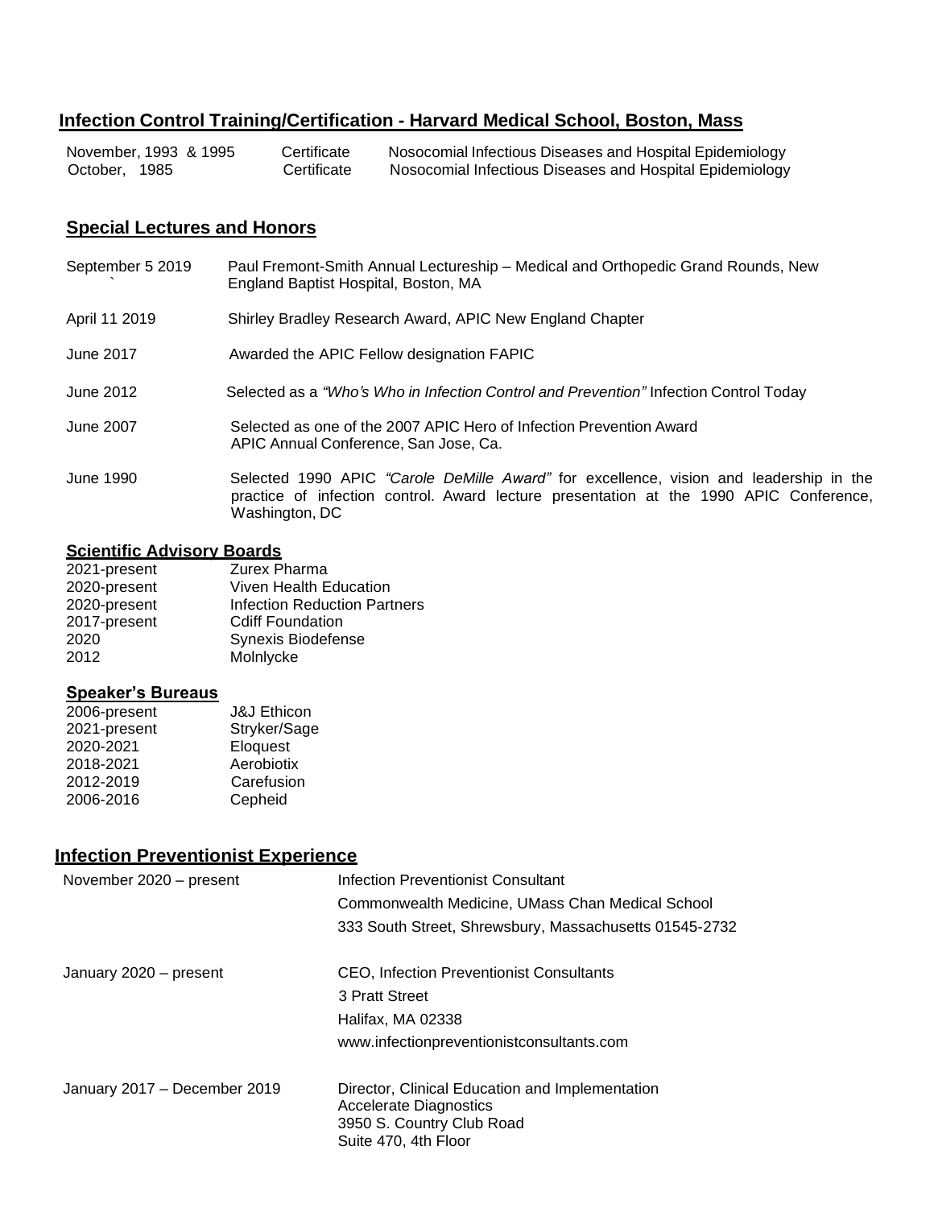## Infection Control Training/Certification - Harvard Medical School, Boston, Mass

| | | |
|---|---|---|
| November, 1993 & 1995 | Certificate | Nosocomial Infectious Diseases and Hospital Epidemiology |
| October, 1985 | Certificate | Nosocomial Infectious Diseases and Hospital Epidemiology |

## Special Lectures and Honors

| | |
|---|---|
| September 5 2019 | Paul Fremont-Smith Annual Lectureship – Medical and Orthopedic Grand Rounds, New England Baptist Hospital, Boston, MA |
| April 11 2019 | Shirley Bradley Research Award, APIC New England Chapter |
| June 2017 | Awarded the APIC Fellow designation FAPIC |
| June 2012 | Selected as a *"Who's Who in Infection Control and Prevention"* Infection Control Today |
| June 2007 | Selected as one of the 2007 APIC Hero of Infection Prevention Award APIC Annual Conference, San Jose, Ca. |
| June 1990 | Selected 1990 APIC *"Carole DeMille Award"* for excellence, vision and leadership in the practice of infection control. Award lecture presentation at the 1990 APIC Conference, Washington, DC |

### Scientific Advisory Boards

| | |
|---|---|
| 2021-present | Zurex Pharma |
| 2020-present | Viven Health Education |
| 2020-present | Infection Reduction Partners |
| 2017-present | Cdiff Foundation |
| 2020 | Synexis Biodefense |
| 2012 | Molnlycke |

### Speaker's Bureaus

| | |
|---|---|
| 2006-present | J&J Ethicon |
| 2021-present | Stryker/Sage |
| 2020-2021 | Eloquest |
| 2018-2021 | Aerobiotix |
| 2012-2019 | Carefusion |
| 2006-2016 | Cepheid |

## Infection Preventionist Experience

| | |
|---|---|
| November 2020 – present | Infection Preventionist Consultant<br>Commonwealth Medicine, UMass Chan Medical School<br>333 South Street, Shrewsbury, Massachusetts 01545-2732 |
| January 2020 – present | CEO, Infection Preventionist Consultants<br>3 Pratt Street<br>Halifax, MA 02338<br>www.infectionpreventionistconsultants.com |
| January 2017 – December 2019 | Director, Clinical Education and Implementation<br>Accelerate Diagnostics<br>3950 S. Country Club Road<br>Suite 470, 4th Floor |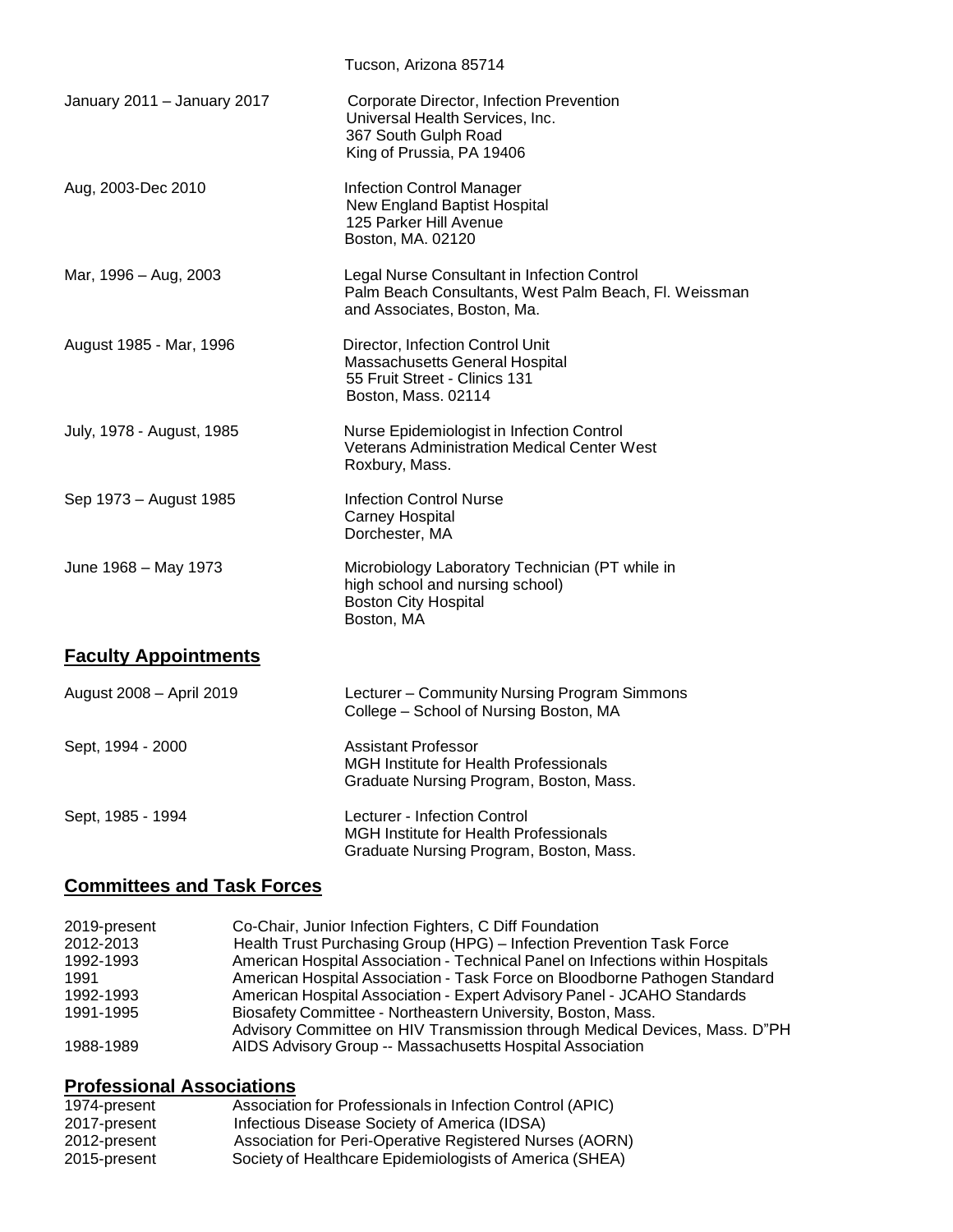Tucson, Arizona 85714

| | |
|---|---|
| January 2011 – January 2017 | Corporate Director, Infection Prevention<br>Universal Health Services, Inc.<br>367 South Gulph Road<br>King of Prussia, PA 19406 |
| Aug, 2003-Dec 2010 | Infection Control Manager<br>New England Baptist Hospital<br>125 Parker Hill Avenue<br>Boston, MA. 02120 |
| Mar, 1996 – Aug, 2003 | Legal Nurse Consultant in Infection Control<br>Palm Beach Consultants, West Palm Beach, Fl. Weissman and Associates, Boston, Ma. |
| August 1985 - Mar, 1996 | Director, Infection Control Unit<br>Massachusetts General Hospital<br>55 Fruit Street - Clinics 131<br>Boston, Mass. 02114 |
| July, 1978 - August, 1985 | Nurse Epidemiologist in Infection Control<br>Veterans Administration Medical Center West<br>Roxbury, Mass. |
| Sep 1973 – August 1985 | Infection Control Nurse<br>Carney Hospital<br>Dorchester, MA |
| June 1968 – May 1973 | Microbiology Laboratory Technician (PT while in high school and nursing school)<br>Boston City Hospital<br>Boston, MA |

## Faculty Appointments

| | |
|---|---|
| August 2008 – April 2019 | Lecturer – Community Nursing Program Simmons College – School of Nursing Boston, MA |
| Sept, 1994 - 2000 | Assistant Professor<br>MGH Institute for Health Professionals<br>Graduate Nursing Program, Boston, Mass. |
| Sept, 1985 - 1994 | Lecturer - Infection Control<br>MGH Institute for Health Professionals<br>Graduate Nursing Program, Boston, Mass. |

## Committees and Task Forces

| | |
|---|---|
| 2019-present | Co-Chair, Junior Infection Fighters, C Diff Foundation |
| 2012-2013 | Health Trust Purchasing Group (HPG) – Infection Prevention Task Force |
| 1992-1993 | American Hospital Association - Technical Panel on Infections within Hospitals |
| 1991 | American Hospital Association - Task Force on Bloodborne Pathogen Standard |
| 1992-1993 | American Hospital Association - Expert Advisory Panel - JCAHO Standards |
| 1991-1995 | Biosafety Committee - Northeastern University, Boston, Mass.<br>Advisory Committee on HIV Transmission through Medical Devices, Mass. D"PH |
| 1988-1989 | AIDS Advisory Group -- Massachusetts Hospital Association |

## Professional Associations

| | |
|---|---|
| 1974-present | Association for Professionals in Infection Control (APIC) |
| 2017-present | Infectious Disease Society of America (IDSA) |
| 2012-present | Association for Peri-Operative Registered Nurses (AORN) |
| 2015-present | Society of Healthcare Epidemiologists of America (SHEA) |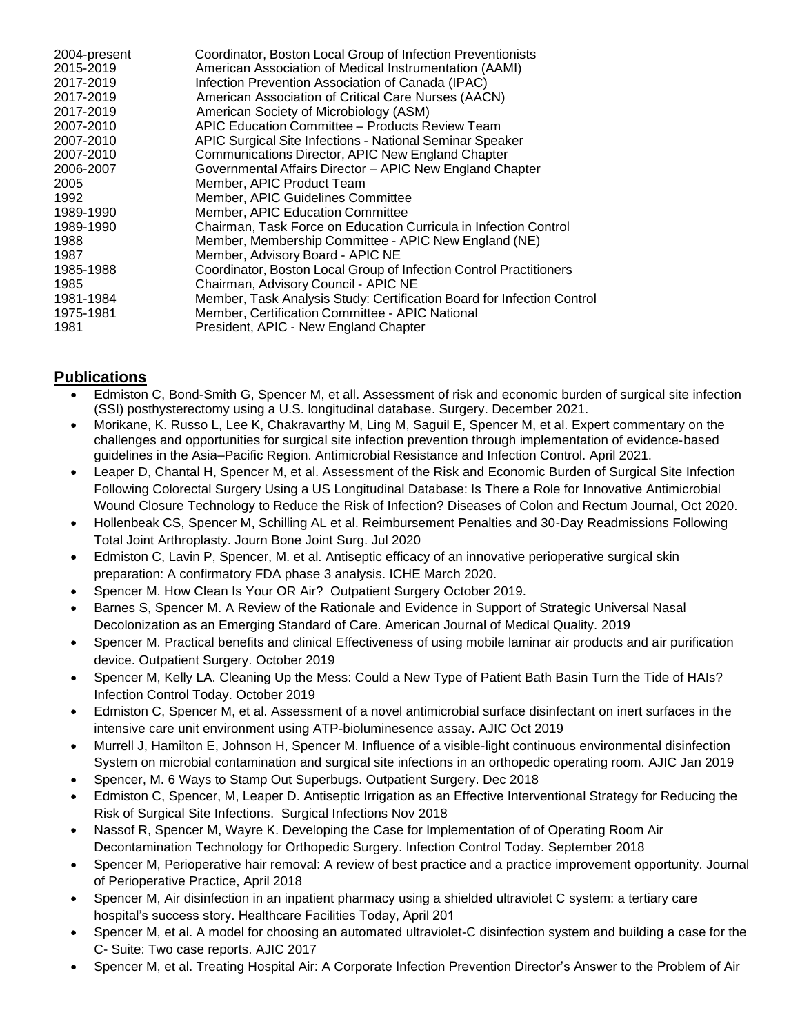| | |
|---|---|
| 2004-present | Coordinator, Boston Local Group of Infection Preventionists |
| 2015-2019 | American Association of Medical Instrumentation (AAMI) |
| 2017-2019 | Infection Prevention Association of Canada (IPAC) |
| 2017-2019 | American Association of Critical Care Nurses (AACN) |
| 2017-2019 | American Society of Microbiology (ASM) |
| 2007-2010 | APIC Education Committee – Products Review Team |
| 2007-2010 | APIC Surgical Site Infections - National Seminar Speaker |
| 2007-2010 | Communications Director, APIC New England Chapter |
| 2006-2007 | Governmental Affairs Director – APIC New England Chapter |
| 2005 | Member, APIC Product Team |
| 1992 | Member, APIC Guidelines Committee |
| 1989-1990 | Member, APIC Education Committee |
| 1989-1990 | Chairman, Task Force on Education Curricula in Infection Control |
| 1988 | Member, Membership Committee - APIC New England (NE) |
| 1987 | Member, Advisory Board - APIC NE |
| 1985-1988 | Coordinator, Boston Local Group of Infection Control Practitioners |
| 1985 | Chairman, Advisory Council - APIC NE |
| 1981-1984 | Member, Task Analysis Study: Certification Board for Infection Control |
| 1975-1981 | Member, Certification Committee - APIC National |
| 1981 | President, APIC - New England Chapter |

## Publications

- Edmiston C, Bond-Smith G, Spencer M, et all. Assessment of risk and economic burden of surgical site infection (SSI) posthysterectomy using a U.S. longitudinal database. Surgery. December 2021.
- Morikane, K. Russo L, Lee K, Chakravarthy M, Ling M, Saguil E, Spencer M, et al. Expert commentary on the challenges and opportunities for surgical site infection prevention through implementation of evidence-based guidelines in the Asia–Pacific Region. Antimicrobial Resistance and Infection Control. April 2021.
- Leaper D, Chantal H, Spencer M, et al. Assessment of the Risk and Economic Burden of Surgical Site Infection Following Colorectal Surgery Using a US Longitudinal Database: Is There a Role for Innovative Antimicrobial Wound Closure Technology to Reduce the Risk of Infection? Diseases of Colon and Rectum Journal, Oct 2020.
- Hollenbeak CS, Spencer M, Schilling AL et al. Reimbursement Penalties and 30-Day Readmissions Following Total Joint Arthroplasty. Journ Bone Joint Surg. Jul 2020
- Edmiston C, Lavin P, Spencer, M. et al. Antiseptic efficacy of an innovative perioperative surgical skin preparation: A confirmatory FDA phase 3 analysis. ICHE March 2020.
- Spencer M. How Clean Is Your OR Air? Outpatient Surgery October 2019.
- Barnes S, Spencer M. A Review of the Rationale and Evidence in Support of Strategic Universal Nasal Decolonization as an Emerging Standard of Care. American Journal of Medical Quality. 2019
- Spencer M. Practical benefits and clinical Effectiveness of using mobile laminar air products and air purification device. Outpatient Surgery. October 2019
- Spencer M, Kelly LA. Cleaning Up the Mess: Could a New Type of Patient Bath Basin Turn the Tide of HAIs? Infection Control Today. October 2019
- Edmiston C, Spencer M, et al. Assessment of a novel antimicrobial surface disinfectant on inert surfaces in the intensive care unit environment using ATP-bioluminesence assay. AJIC Oct 2019
- Murrell J, Hamilton E, Johnson H, Spencer M. Influence of a visible-light continuous environmental disinfection System on microbial contamination and surgical site infections in an orthopedic operating room. AJIC Jan 2019
- Spencer, M. 6 Ways to Stamp Out Superbugs. Outpatient Surgery. Dec 2018
- Edmiston C, Spencer, M, Leaper D. Antiseptic Irrigation as an Effective Interventional Strategy for Reducing the Risk of Surgical Site Infections. Surgical Infections Nov 2018
- Nassof R, Spencer M, Wayre K. Developing the Case for Implementation of of Operating Room Air Decontamination Technology for Orthopedic Surgery. Infection Control Today. September 2018
- Spencer M, Perioperative hair removal: A review of best practice and a practice improvement opportunity. Journal of Perioperative Practice, April 2018
- Spencer M, Air disinfection in an inpatient pharmacy using a shielded ultraviolet C system: a tertiary care hospital's success story. Healthcare Facilities Today, April 201
- Spencer M, et al. A model for choosing an automated ultraviolet-C disinfection system and building a case for the C- Suite: Two case reports. AJIC 2017
- Spencer M, et al. Treating Hospital Air: A Corporate Infection Prevention Director's Answer to the Problem of Air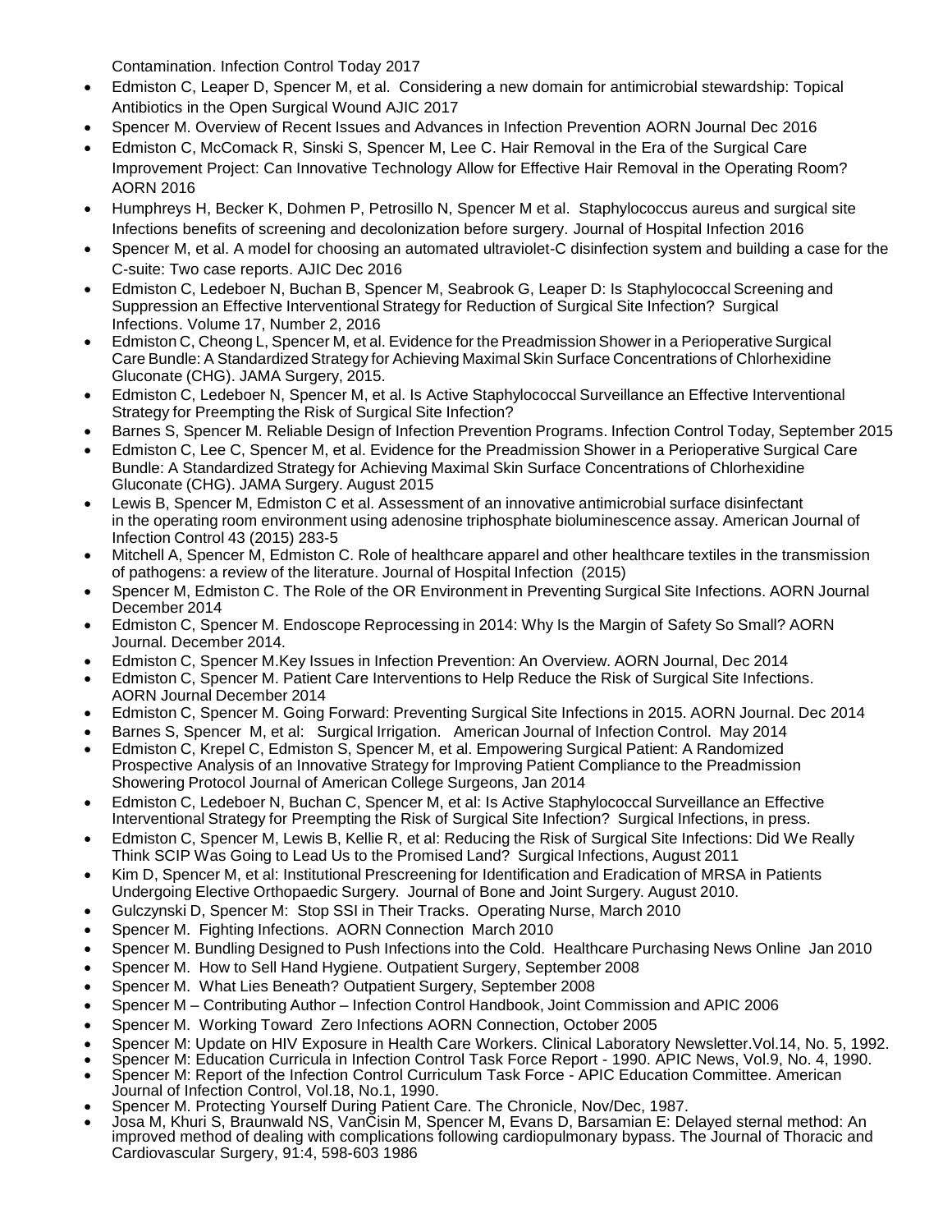Contamination. Infection Control Today 2017

- Edmiston C, Leaper D, Spencer M, et al. Considering a new domain for antimicrobial stewardship: Topical Antibiotics in the Open Surgical Wound AJIC 2017
- Spencer M. Overview of Recent Issues and Advances in Infection Prevention AORN Journal Dec 2016
- Edmiston C, McComack R, Sinski S, Spencer M, Lee C. Hair Removal in the Era of the Surgical Care Improvement Project: Can Innovative Technology Allow for Effective Hair Removal in the Operating Room? AORN 2016
- Humphreys H, Becker K, Dohmen P, Petrosillo N, Spencer M et al. Staphylococcus aureus and surgical site Infections benefits of screening and decolonization before surgery. Journal of Hospital Infection 2016
- Spencer M, et al. A model for choosing an automated ultraviolet-C disinfection system and building a case for the C-suite: Two case reports. AJIC Dec 2016
- Edmiston C, Ledeboer N, Buchan B, Spencer M, Seabrook G, Leaper D: Is Staphylococcal Screening and Suppression an Effective Interventional Strategy for Reduction of Surgical Site Infection? Surgical Infections. Volume 17, Number 2, 2016
- Edmiston C, Cheong L, Spencer M, et al. Evidence for the Preadmission Shower in a Perioperative Surgical Care Bundle: A Standardized Strategy for Achieving Maximal Skin Surface Concentrations of Chlorhexidine Gluconate (CHG). JAMA Surgery, 2015.
- Edmiston C, Ledeboer N, Spencer M, et al. Is Active Staphylococcal Surveillance an Effective Interventional Strategy for Preempting the Risk of Surgical Site Infection?
- Barnes S, Spencer M. Reliable Design of Infection Prevention Programs. Infection Control Today, September 2015
- Edmiston C, Lee C, Spencer M, et al. Evidence for the Preadmission Shower in a Perioperative Surgical Care Bundle: A Standardized Strategy for Achieving Maximal Skin Surface Concentrations of Chlorhexidine Gluconate (CHG). JAMA Surgery. August 2015
- Lewis B, Spencer M, Edmiston C et al. Assessment of an innovative antimicrobial surface disinfectant in the operating room environment using adenosine triphosphate bioluminescence assay. American Journal of Infection Control 43 (2015) 283-5
- Mitchell A, Spencer M, Edmiston C. Role of healthcare apparel and other healthcare textiles in the transmission of pathogens: a review of the literature. Journal of Hospital Infection (2015)
- Spencer M, Edmiston C. The Role of the OR Environment in Preventing Surgical Site Infections. AORN Journal December 2014
- Edmiston C, Spencer M. Endoscope Reprocessing in 2014: Why Is the Margin of Safety So Small? AORN Journal. December 2014.
- Edmiston C, Spencer M.Key Issues in Infection Prevention: An Overview. AORN Journal, Dec 2014
- Edmiston C, Spencer M. Patient Care Interventions to Help Reduce the Risk of Surgical Site Infections. AORN Journal December 2014
- Edmiston C, Spencer M. Going Forward: Preventing Surgical Site Infections in 2015. AORN Journal. Dec 2014
- Barnes S, Spencer M, et al: Surgical Irrigation. American Journal of Infection Control. May 2014
- Edmiston C, Krepel C, Edmiston S, Spencer M, et al. Empowering Surgical Patient: A Randomized Prospective Analysis of an Innovative Strategy for Improving Patient Compliance to the Preadmission Showering Protocol Journal of American College Surgeons, Jan 2014
- Edmiston C, Ledeboer N, Buchan C, Spencer M, et al: Is Active Staphylococcal Surveillance an Effective Interventional Strategy for Preempting the Risk of Surgical Site Infection? Surgical Infections, in press.
- Edmiston C, Spencer M, Lewis B, Kellie R, et al: Reducing the Risk of Surgical Site Infections: Did We Really Think SCIP Was Going to Lead Us to the Promised Land? Surgical Infections, August 2011
- Kim D, Spencer M, et al: Institutional Prescreening for Identification and Eradication of MRSA in Patients Undergoing Elective Orthopaedic Surgery. Journal of Bone and Joint Surgery. August 2010.
- Gulczynski D, Spencer M: Stop SSI in Their Tracks. Operating Nurse, March 2010
- Spencer M. Fighting Infections. AORN Connection March 2010
- Spencer M. Bundling Designed to Push Infections into the Cold. Healthcare Purchasing News Online Jan 2010
- Spencer M. How to Sell Hand Hygiene. Outpatient Surgery, September 2008
- Spencer M. What Lies Beneath? Outpatient Surgery, September 2008
- Spencer M – Contributing Author – Infection Control Handbook, Joint Commission and APIC 2006
- Spencer M. Working Toward Zero Infections AORN Connection, October 2005
- Spencer M: Update on HIV Exposure in Health Care Workers. Clinical Laboratory Newsletter.Vol.14, No. 5, 1992.
- Spencer M: Education Curricula in Infection Control Task Force Report - 1990. APIC News, Vol.9, No. 4, 1990.
- Spencer M: Report of the Infection Control Curriculum Task Force - APIC Education Committee. American Journal of Infection Control, Vol.18, No.1, 1990.
- Spencer M. Protecting Yourself During Patient Care. The Chronicle, Nov/Dec, 1987.
- Josa M, Khuri S, Braunwald NS, VanCisin M, Spencer M, Evans D, Barsamian E: Delayed sternal method: An improved method of dealing with complications following cardiopulmonary bypass. The Journal of Thoracic and Cardiovascular Surgery, 91:4, 598-603 1986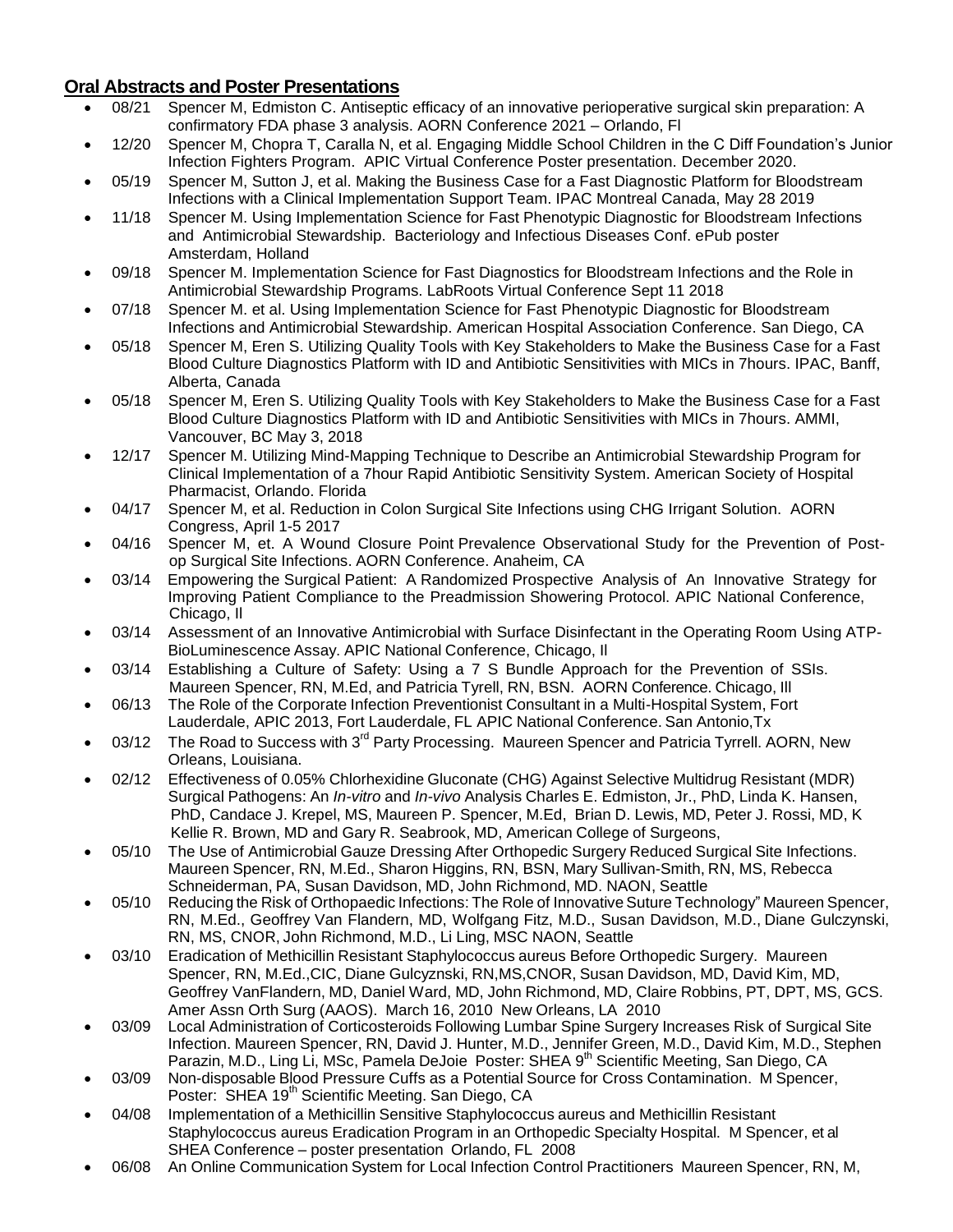## **Oral Abstracts and Poster Presentations**

- 08/21 Spencer M, Edmiston C. Antiseptic efficacy of an innovative perioperative surgical skin preparation: A confirmatory FDA phase 3 analysis. AORN Conference 2021 – Orlando, Fl
- 12/20 Spencer M, Chopra T, Caralla N, et al. Engaging Middle School Children in the C Diff Foundation's Junior Infection Fighters Program. APIC Virtual Conference Poster presentation. December 2020.
- 05/19 Spencer M, Sutton J, et al. Making the Business Case for a Fast Diagnostic Platform for Bloodstream Infections with a Clinical Implementation Support Team. IPAC Montreal Canada, May 28 2019
- 11/18 Spencer M. Using Implementation Science for Fast Phenotypic Diagnostic for Bloodstream Infections and Antimicrobial Stewardship. Bacteriology and Infectious Diseases Conf. ePub poster Amsterdam, Holland
- 09/18 Spencer M. Implementation Science for Fast Diagnostics for Bloodstream Infections and the Role in Antimicrobial Stewardship Programs. LabRoots Virtual Conference Sept 11 2018
- 07/18 Spencer M. et al. Using Implementation Science for Fast Phenotypic Diagnostic for Bloodstream Infections and Antimicrobial Stewardship. American Hospital Association Conference. San Diego, CA
- 05/18 Spencer M, Eren S. Utilizing Quality Tools with Key Stakeholders to Make the Business Case for a Fast Blood Culture Diagnostics Platform with ID and Antibiotic Sensitivities with MICs in 7hours. IPAC, Banff, Alberta, Canada
- 05/18 Spencer M, Eren S. Utilizing Quality Tools with Key Stakeholders to Make the Business Case for a Fast Blood Culture Diagnostics Platform with ID and Antibiotic Sensitivities with MICs in 7hours. AMMI, Vancouver, BC May 3, 2018
- 12/17 Spencer M. Utilizing Mind-Mapping Technique to Describe an Antimicrobial Stewardship Program for Clinical Implementation of a 7hour Rapid Antibiotic Sensitivity System. American Society of Hospital Pharmacist, Orlando. Florida
- 04/17 Spencer M, et al. Reduction in Colon Surgical Site Infections using CHG Irrigant Solution. AORN Congress, April 1-5 2017
- 04/16 Spencer M, et. A Wound Closure Point Prevalence Observational Study for the Prevention of Post-op Surgical Site Infections. AORN Conference. Anaheim, CA
- 03/14 Empowering the Surgical Patient: A Randomized Prospective Analysis of An Innovative Strategy for Improving Patient Compliance to the Preadmission Showering Protocol. APIC National Conference, Chicago, Il
- 03/14 Assessment of an Innovative Antimicrobial with Surface Disinfectant in the Operating Room Using ATP-BioLuminescence Assay. APIC National Conference, Chicago, Il
- 03/14 Establishing a Culture of Safety: Using a 7 S Bundle Approach for the Prevention of SSIs. Maureen Spencer, RN, M.Ed, and Patricia Tyrell, RN, BSN. AORN Conference. Chicago, Ill
- 06/13 The Role of the Corporate Infection Preventionist Consultant in a Multi-Hospital System, Fort Lauderdale, APIC 2013, Fort Lauderdale, FL APIC National Conference. San Antonio,Tx
- 03/12 The Road to Success with 3rd Party Processing. Maureen Spencer and Patricia Tyrrell. AORN, New Orleans, Louisiana.
- 02/12 Effectiveness of 0.05% Chlorhexidine Gluconate (CHG) Against Selective Multidrug Resistant (MDR) Surgical Pathogens: An *In-vitro* and *In-vivo* Analysis Charles E. Edmiston, Jr., PhD, Linda K. Hansen, PhD, Candace J. Krepel, MS, Maureen P. Spencer, M.Ed, Brian D. Lewis, MD, Peter J. Rossi, MD, K Kellie R. Brown, MD and Gary R. Seabrook, MD, American College of Surgeons,
- 05/10 The Use of Antimicrobial Gauze Dressing After Orthopedic Surgery Reduced Surgical Site Infections. Maureen Spencer, RN, M.Ed., Sharon Higgins, RN, BSN, Mary Sullivan-Smith, RN, MS, Rebecca Schneiderman, PA, Susan Davidson, MD, John Richmond, MD. NAON, Seattle
- 05/10 Reducing the Risk of Orthopaedic Infections: The Role of Innovative Suture Technology" Maureen Spencer, RN, M.Ed., Geoffrey Van Flandern, MD, Wolfgang Fitz, M.D., Susan Davidson, M.D., Diane Gulczynski, RN, MS, CNOR, John Richmond, M.D., Li Ling, MSC NAON, Seattle
- 03/10 Eradication of Methicillin Resistant Staphylococcus aureus Before Orthopedic Surgery. Maureen Spencer, RN, M.Ed.,CIC, Diane Gulcyznski, RN,MS,CNOR, Susan Davidson, MD, David Kim, MD, Geoffrey VanFlandern, MD, Daniel Ward, MD, John Richmond, MD, Claire Robbins, PT, DPT, MS, GCS. Amer Assn Orth Surg (AAOS). March 16, 2010 New Orleans, LA 2010
- 03/09 Local Administration of Corticosteroids Following Lumbar Spine Surgery Increases Risk of Surgical Site Infection. Maureen Spencer, RN, David J. Hunter, M.D., Jennifer Green, M.D., David Kim, M.D., Stephen Parazin, M.D., Ling Li, MSc, Pamela DeJoie Poster: SHEA 9th Scientific Meeting, San Diego, CA
- 03/09 Non-disposable Blood Pressure Cuffs as a Potential Source for Cross Contamination. M Spencer, Poster: SHEA 19th Scientific Meeting. San Diego, CA
- 04/08 Implementation of a Methicillin Sensitive Staphylococcus aureus and Methicillin Resistant Staphylococcus aureus Eradication Program in an Orthopedic Specialty Hospital. M Spencer, et al SHEA Conference – poster presentation Orlando, FL 2008
- 06/08 An Online Communication System for Local Infection Control Practitioners Maureen Spencer, RN, M,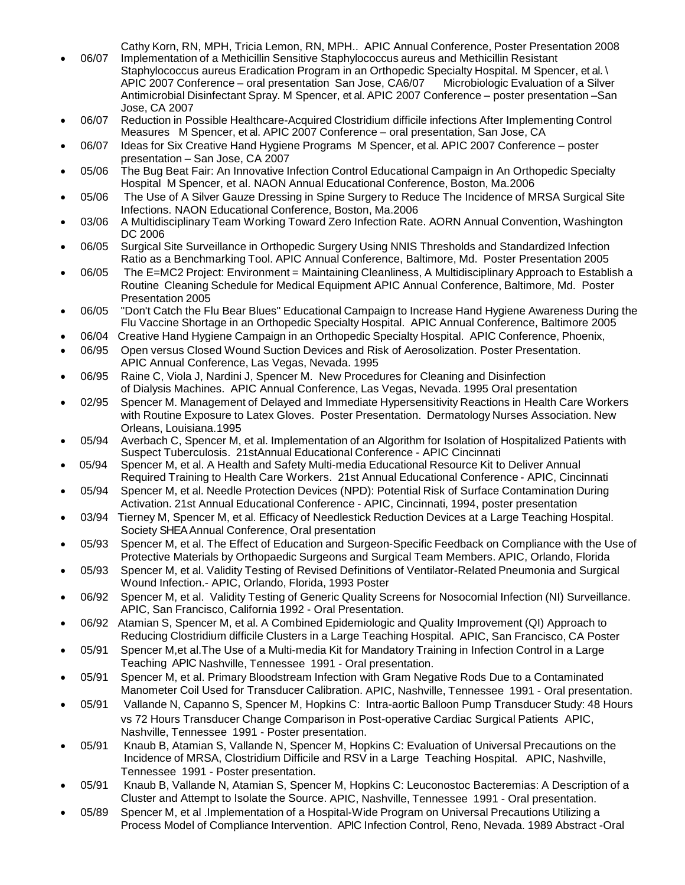Cathy Korn, RN, MPH, Tricia Lemon, RN, MPH.. APIC Annual Conference, Poster Presentation 2008

- 06/07 Implementation of a Methicillin Sensitive Staphylococcus aureus and Methicillin Resistant Staphylococcus aureus Eradication Program in an Orthopedic Specialty Hospital. M Spencer, et al. \ APIC 2007 Conference – oral presentation San Jose, CA6/07 Microbiologic Evaluation of a Silver Antimicrobial Disinfectant Spray. M Spencer, et al. APIC 2007 Conference – poster presentation –San Jose, CA 2007
- 06/07 Reduction in Possible Healthcare-Acquired Clostridium difficile infections After Implementing Control Measures M Spencer, et al. APIC 2007 Conference – oral presentation, San Jose, CA
- 06/07 Ideas for Six Creative Hand Hygiene Programs M Spencer, et al. APIC 2007 Conference – poster presentation – San Jose, CA 2007
- 05/06 The Bug Beat Fair: An Innovative Infection Control Educational Campaign in An Orthopedic Specialty Hospital M Spencer, et al. NAON Annual Educational Conference, Boston, Ma.2006
- 05/06 The Use of A Silver Gauze Dressing in Spine Surgery to Reduce The Incidence of MRSA Surgical Site Infections. NAON Educational Conference, Boston, Ma.2006
- 03/06 A Multidisciplinary Team Working Toward Zero Infection Rate. AORN Annual Convention, Washington DC 2006
- 06/05 Surgical Site Surveillance in Orthopedic Surgery Using NNIS Thresholds and Standardized Infection Ratio as a Benchmarking Tool. APIC Annual Conference, Baltimore, Md. Poster Presentation 2005
- 06/05 The E=MC2 Project: Environment = Maintaining Cleanliness, A Multidisciplinary Approach to Establish a Routine Cleaning Schedule for Medical Equipment APIC Annual Conference, Baltimore, Md. Poster Presentation 2005
- 06/05 "Don't Catch the Flu Bear Blues" Educational Campaign to Increase Hand Hygiene Awareness During the Flu Vaccine Shortage in an Orthopedic Specialty Hospital. APIC Annual Conference, Baltimore 2005
- 06/04 Creative Hand Hygiene Campaign in an Orthopedic Specialty Hospital. APIC Conference, Phoenix,
- 06/95 Open versus Closed Wound Suction Devices and Risk of Aerosolization. Poster Presentation. APIC Annual Conference, Las Vegas, Nevada. 1995
- 06/95 Raine C, Viola J, Nardini J, Spencer M. New Procedures for Cleaning and Disinfection of Dialysis Machines. APIC Annual Conference, Las Vegas, Nevada. 1995 Oral presentation
- 02/95 Spencer M. Management of Delayed and Immediate Hypersensitivity Reactions in Health Care Workers with Routine Exposure to Latex Gloves. Poster Presentation. Dermatology Nurses Association. New Orleans, Louisiana.1995
- 05/94 Averbach C, Spencer M, et al. Implementation of an Algorithm for Isolation of Hospitalized Patients with Suspect Tuberculosis. 21stAnnual Educational Conference - APIC Cincinnati
- 05/94 Spencer M, et al. A Health and Safety Multi-media Educational Resource Kit to Deliver Annual Required Training to Health Care Workers. 21st Annual Educational Conference - APIC, Cincinnati
- 05/94 Spencer M, et al. Needle Protection Devices (NPD): Potential Risk of Surface Contamination During Activation. 21st Annual Educational Conference - APIC, Cincinnati, 1994, poster presentation
- 03/94 Tierney M, Spencer M, et al. Efficacy of Needlestick Reduction Devices at a Large Teaching Hospital. Society SHEA Annual Conference, Oral presentation
- 05/93 Spencer M, et al. The Effect of Education and Surgeon-Specific Feedback on Compliance with the Use of Protective Materials by Orthopaedic Surgeons and Surgical Team Members. APIC, Orlando, Florida
- 05/93 Spencer M, et al. Validity Testing of Revised Definitions of Ventilator-Related Pneumonia and Surgical Wound Infection.- APIC, Orlando, Florida, 1993 Poster
- 06/92 Spencer M, et al. Validity Testing of Generic Quality Screens for Nosocomial Infection (NI) Surveillance. APIC, San Francisco, California 1992 - Oral Presentation.
- 06/92 Atamian S, Spencer M, et al. A Combined Epidemiologic and Quality Improvement (QI) Approach to Reducing Clostridium difficile Clusters in a Large Teaching Hospital. APIC, San Francisco, CA Poster
- 05/91 Spencer M,et al.The Use of a Multi-media Kit for Mandatory Training in Infection Control in a Large Teaching APIC Nashville, Tennessee 1991 - Oral presentation.
- 05/91 Spencer M, et al. Primary Bloodstream Infection with Gram Negative Rods Due to a Contaminated Manometer Coil Used for Transducer Calibration. APIC, Nashville, Tennessee 1991 - Oral presentation.
- 05/91 Vallande N, Capanno S, Spencer M, Hopkins C: Intra-aortic Balloon Pump Transducer Study: 48 Hours vs 72 Hours Transducer Change Comparison in Post-operative Cardiac Surgical Patients APIC, Nashville, Tennessee 1991 - Poster presentation.
- 05/91 Knaub B, Atamian S, Vallande N, Spencer M, Hopkins C: Evaluation of Universal Precautions on the Incidence of MRSA, Clostridium Difficile and RSV in a Large Teaching Hospital. APIC, Nashville, Tennessee 1991 - Poster presentation.
- 05/91 Knaub B, Vallande N, Atamian S, Spencer M, Hopkins C: Leuconostoc Bacteremias: A Description of a Cluster and Attempt to Isolate the Source. APIC, Nashville, Tennessee 1991 - Oral presentation.
- 05/89 Spencer M, et al .Implementation of a Hospital-Wide Program on Universal Precautions Utilizing a Process Model of Compliance Intervention. APIC Infection Control, Reno, Nevada. 1989 Abstract -Oral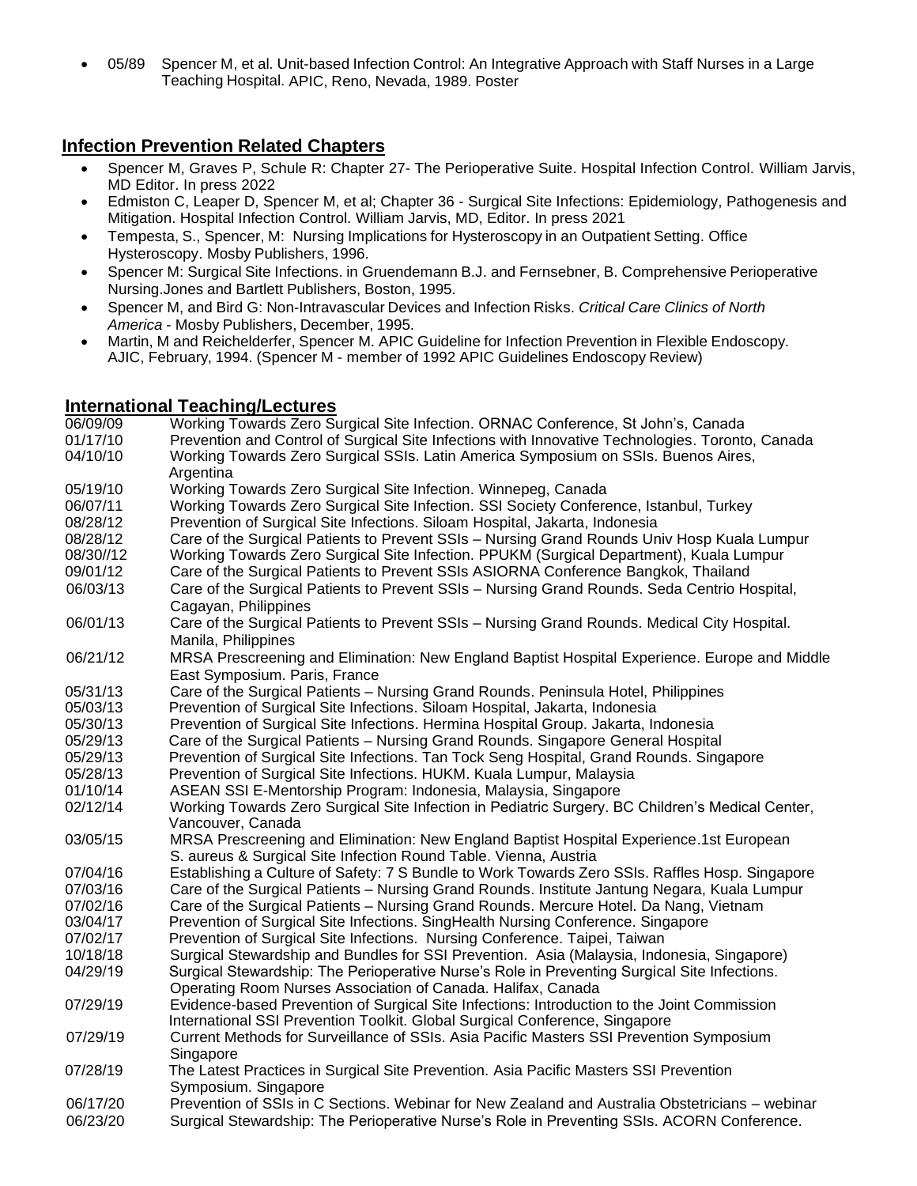- 05/89 Spencer M, et al. Unit-based Infection Control: An Integrative Approach with Staff Nurses in a Large Teaching Hospital. APIC, Reno, Nevada, 1989. Poster

## Infection Prevention Related Chapters

- Spencer M, Graves P, Schule R: Chapter 27- The Perioperative Suite. Hospital Infection Control. William Jarvis, MD Editor. In press 2022
- Edmiston C, Leaper D, Spencer M, et al; Chapter 36 - Surgical Site Infections: Epidemiology, Pathogenesis and Mitigation. Hospital Infection Control. William Jarvis, MD, Editor. In press 2021
- Tempesta, S., Spencer, M: Nursing Implications for Hysteroscopy in an Outpatient Setting. Office Hysteroscopy. Mosby Publishers, 1996.
- Spencer M: Surgical Site Infections. in Gruendemann B.J. and Fernsebner, B. Comprehensive Perioperative Nursing.Jones and Bartlett Publishers, Boston, 1995.
- Spencer M, and Bird G: Non-Intravascular Devices and Infection Risks. *Critical Care Clinics of North America* - Mosby Publishers, December, 1995.
- Martin, M and Reichelderfer, Spencer M. APIC Guideline for Infection Prevention in Flexible Endoscopy. AJIC, February, 1994. (Spencer M - member of 1992 APIC Guidelines Endoscopy Review)

## International Teaching/Lectures

06/09/09 Working Towards Zero Surgical Site Infection. ORNAC Conference, St John's, Canada
01/17/10 Prevention and Control of Surgical Site Infections with Innovative Technologies. Toronto, Canada
04/10/10 Working Towards Zero Surgical SSIs. Latin America Symposium on SSIs. Buenos Aires, Argentina
05/19/10 Working Towards Zero Surgical Site Infection. Winnepeg, Canada
06/07/11 Working Towards Zero Surgical Site Infection. SSI Society Conference, Istanbul, Turkey
08/28/12 Prevention of Surgical Site Infections. Siloam Hospital, Jakarta, Indonesia
08/28/12 Care of the Surgical Patients to Prevent SSIs – Nursing Grand Rounds Univ Hosp Kuala Lumpur
08/30//12 Working Towards Zero Surgical Site Infection. PPUKM (Surgical Department), Kuala Lumpur
09/01/12 Care of the Surgical Patients to Prevent SSIs ASIORNA Conference Bangkok, Thailand
06/03/13 Care of the Surgical Patients to Prevent SSIs – Nursing Grand Rounds. Seda Centrio Hospital, Cagayan, Philippines
06/01/13 Care of the Surgical Patients to Prevent SSIs – Nursing Grand Rounds. Medical City Hospital. Manila, Philippines
06/21/12 MRSA Prescreening and Elimination: New England Baptist Hospital Experience. Europe and Middle East Symposium. Paris, France
05/31/13 Care of the Surgical Patients – Nursing Grand Rounds. Peninsula Hotel, Philippines
05/03/13 Prevention of Surgical Site Infections. Siloam Hospital, Jakarta, Indonesia
05/30/13 Prevention of Surgical Site Infections. Hermina Hospital Group. Jakarta, Indonesia
05/29/13 Care of the Surgical Patients – Nursing Grand Rounds. Singapore General Hospital
05/29/13 Prevention of Surgical Site Infections. Tan Tock Seng Hospital, Grand Rounds. Singapore
05/28/13 Prevention of Surgical Site Infections. HUKM. Kuala Lumpur, Malaysia
01/10/14 ASEAN SSI E-Mentorship Program: Indonesia, Malaysia, Singapore
02/12/14 Working Towards Zero Surgical Site Infection in Pediatric Surgery. BC Children's Medical Center, Vancouver, Canada
03/05/15 MRSA Prescreening and Elimination: New England Baptist Hospital Experience.1st European S. aureus & Surgical Site Infection Round Table. Vienna, Austria
07/04/16 Establishing a Culture of Safety: 7 S Bundle to Work Towards Zero SSIs. Raffles Hosp. Singapore
07/03/16 Care of the Surgical Patients – Nursing Grand Rounds. Institute Jantung Negara, Kuala Lumpur
07/02/16 Care of the Surgical Patients – Nursing Grand Rounds. Mercure Hotel. Da Nang, Vietnam
03/04/17 Prevention of Surgical Site Infections. SingHealth Nursing Conference. Singapore
07/02/17 Prevention of Surgical Site Infections. Nursing Conference. Taipei, Taiwan
10/18/18 Surgical Stewardship and Bundles for SSI Prevention. Asia (Malaysia, Indonesia, Singapore)
04/29/19 Surgical Stewardship: The Perioperative Nurse's Role in Preventing Surgical Site Infections. Operating Room Nurses Association of Canada. Halifax, Canada
07/29/19 Evidence-based Prevention of Surgical Site Infections: Introduction to the Joint Commission International SSI Prevention Toolkit. Global Surgical Conference, Singapore
07/29/19 Current Methods for Surveillance of SSIs. Asia Pacific Masters SSI Prevention Symposium Singapore
07/28/19 The Latest Practices in Surgical Site Prevention. Asia Pacific Masters SSI Prevention Symposium. Singapore
06/17/20 Prevention of SSIs in C Sections. Webinar for New Zealand and Australia Obstetricians – webinar
06/23/20 Surgical Stewardship: The Perioperative Nurse's Role in Preventing SSIs. ACORN Conference.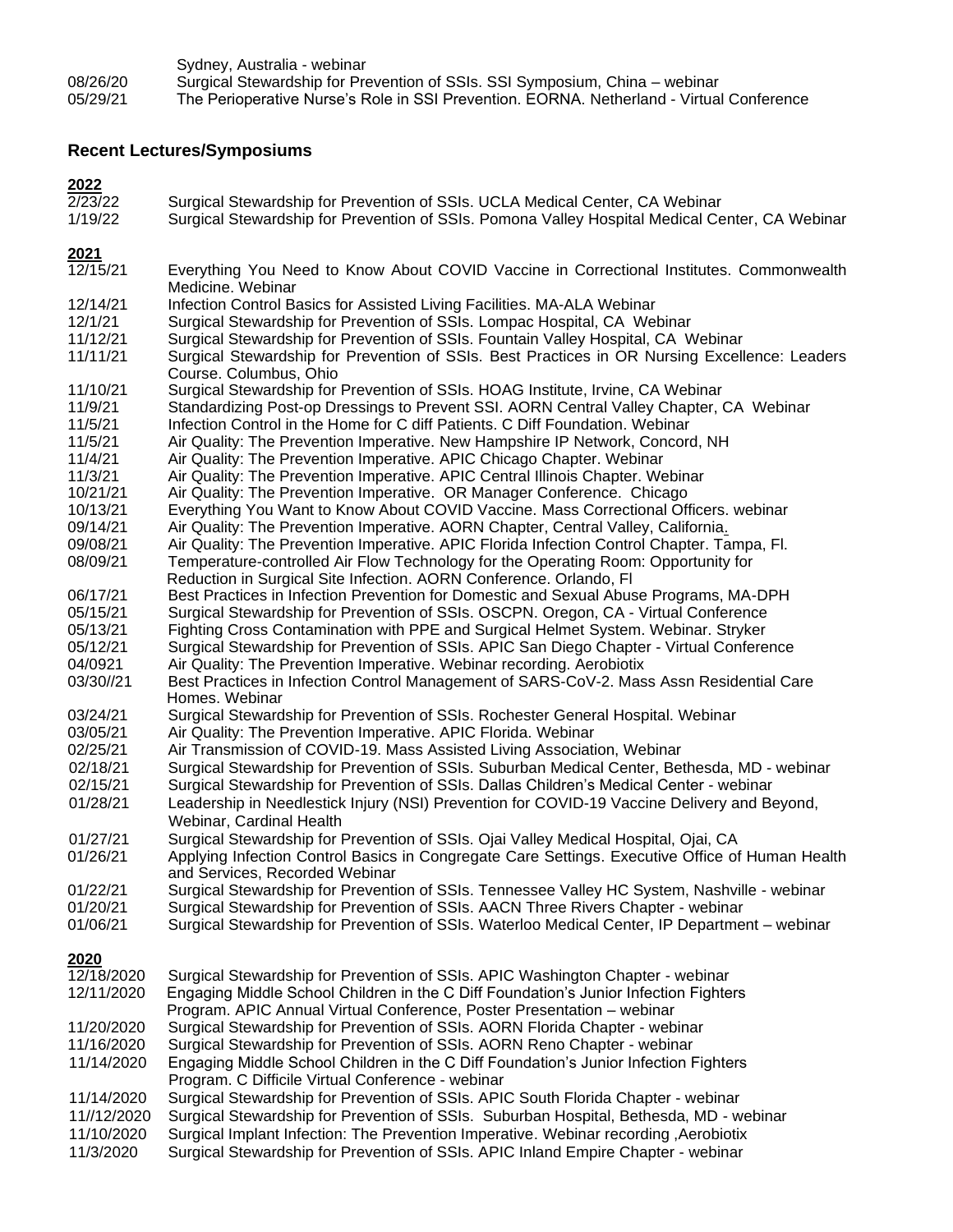| | |
|---|---|
| | Sydney, Australia - webinar |
| 08/26/20 | Surgical Stewardship for Prevention of SSIs. SSI Symposium, China – webinar |
| 05/29/21 | The Perioperative Nurse's Role in SSI Prevention. EORNA. Netherland - Virtual Conference |

## Recent Lectures/Symposiums

**2022**

| | |
|---|---|
| 2/23/22 | Surgical Stewardship for Prevention of SSIs. UCLA Medical Center, CA Webinar |
| 1/19/22 | Surgical Stewardship for Prevention of SSIs. Pomona Valley Hospital Medical Center, CA Webinar |

**2021**

| | |
|---|---|
| 12/15/21 | Everything You Need to Know About COVID Vaccine in Correctional Institutes. Commonwealth Medicine. Webinar |
| 12/14/21 | Infection Control Basics for Assisted Living Facilities. MA-ALA Webinar |
| 12/1/21 | Surgical Stewardship for Prevention of SSIs. Lompac Hospital, CA Webinar |
| 11/12/21 | Surgical Stewardship for Prevention of SSIs. Fountain Valley Hospital, CA Webinar |
| 11/11/21 | Surgical Stewardship for Prevention of SSIs. Best Practices in OR Nursing Excellence: Leaders Course. Columbus, Ohio |
| 11/10/21 | Surgical Stewardship for Prevention of SSIs. HOAG Institute, Irvine, CA Webinar |
| 11/9/21 | Standardizing Post-op Dressings to Prevent SSI. AORN Central Valley Chapter, CA Webinar |
| 11/5/21 | Infection Control in the Home for C diff Patients. C Diff Foundation. Webinar |
| 11/5/21 | Air Quality: The Prevention Imperative. New Hampshire IP Network, Concord, NH |
| 11/4/21 | Air Quality: The Prevention Imperative. APIC Chicago Chapter. Webinar |
| 11/3/21 | Air Quality: The Prevention Imperative. APIC Central Illinois Chapter. Webinar |
| 10/21/21 | Air Quality: The Prevention Imperative. OR Manager Conference. Chicago |
| 10/13/21 | Everything You Want to Know About COVID Vaccine. Mass Correctional Officers. webinar |
| 09/14/21 | Air Quality: The Prevention Imperative. AORN Chapter, Central Valley, California. |
| 09/08/21 | Air Quality: The Prevention Imperative. APIC Florida Infection Control Chapter. Tampa, Fl. |
| 08/09/21 | Temperature-controlled Air Flow Technology for the Operating Room: Opportunity for Reduction in Surgical Site Infection. AORN Conference. Orlando, Fl |
| 06/17/21 | Best Practices in Infection Prevention for Domestic and Sexual Abuse Programs, MA-DPH |
| 05/15/21 | Surgical Stewardship for Prevention of SSIs. OSCPN. Oregon, CA - Virtual Conference |
| 05/13/21 | Fighting Cross Contamination with PPE and Surgical Helmet System. Webinar. Stryker |
| 05/12/21 | Surgical Stewardship for Prevention of SSIs. APIC San Diego Chapter - Virtual Conference |
| 04/0921 | Air Quality: The Prevention Imperative. Webinar recording. Aerobiotix |
| 03/30//21 | Best Practices in Infection Control Management of SARS-CoV-2. Mass Assn Residential Care Homes. Webinar |
| 03/24/21 | Surgical Stewardship for Prevention of SSIs. Rochester General Hospital. Webinar |
| 03/05/21 | Air Quality: The Prevention Imperative. APIC Florida. Webinar |
| 02/25/21 | Air Transmission of COVID-19. Mass Assisted Living Association, Webinar |
| 02/18/21 | Surgical Stewardship for Prevention of SSIs. Suburban Medical Center, Bethesda, MD - webinar |
| 02/15/21 | Surgical Stewardship for Prevention of SSIs. Dallas Children's Medical Center - webinar |
| 01/28/21 | Leadership in Needlestick Injury (NSI) Prevention for COVID-19 Vaccine Delivery and Beyond, Webinar, Cardinal Health |
| 01/27/21 | Surgical Stewardship for Prevention of SSIs. Ojai Valley Medical Hospital, Ojai, CA |
| 01/26/21 | Applying Infection Control Basics in Congregate Care Settings. Executive Office of Human Health and Services, Recorded Webinar |
| 01/22/21 | Surgical Stewardship for Prevention of SSIs. Tennessee Valley HC System, Nashville - webinar |
| 01/20/21 | Surgical Stewardship for Prevention of SSIs. AACN Three Rivers Chapter - webinar |
| 01/06/21 | Surgical Stewardship for Prevention of SSIs. Waterloo Medical Center, IP Department – webinar |

**2020**

| | |
|---|---|
| 12/18/2020 | Surgical Stewardship for Prevention of SSIs. APIC Washington Chapter - webinar |
| 12/11/2020 | Engaging Middle School Children in the C Diff Foundation's Junior Infection Fighters Program. APIC Annual Virtual Conference, Poster Presentation – webinar |
| 11/20/2020 | Surgical Stewardship for Prevention of SSIs. AORN Florida Chapter - webinar |
| 11/16/2020 | Surgical Stewardship for Prevention of SSIs. AORN Reno Chapter - webinar |
| 11/14/2020 | Engaging Middle School Children in the C Diff Foundation's Junior Infection Fighters Program. C Difficile Virtual Conference - webinar |
| 11/14/2020 | Surgical Stewardship for Prevention of SSIs. APIC South Florida Chapter - webinar |
| 11//12/2020 | Surgical Stewardship for Prevention of SSIs. Suburban Hospital, Bethesda, MD - webinar |
| 11/10/2020 | Surgical Implant Infection: The Prevention Imperative. Webinar recording ,Aerobiotix |
| 11/3/2020 | Surgical Stewardship for Prevention of SSIs. APIC Inland Empire Chapter - webinar |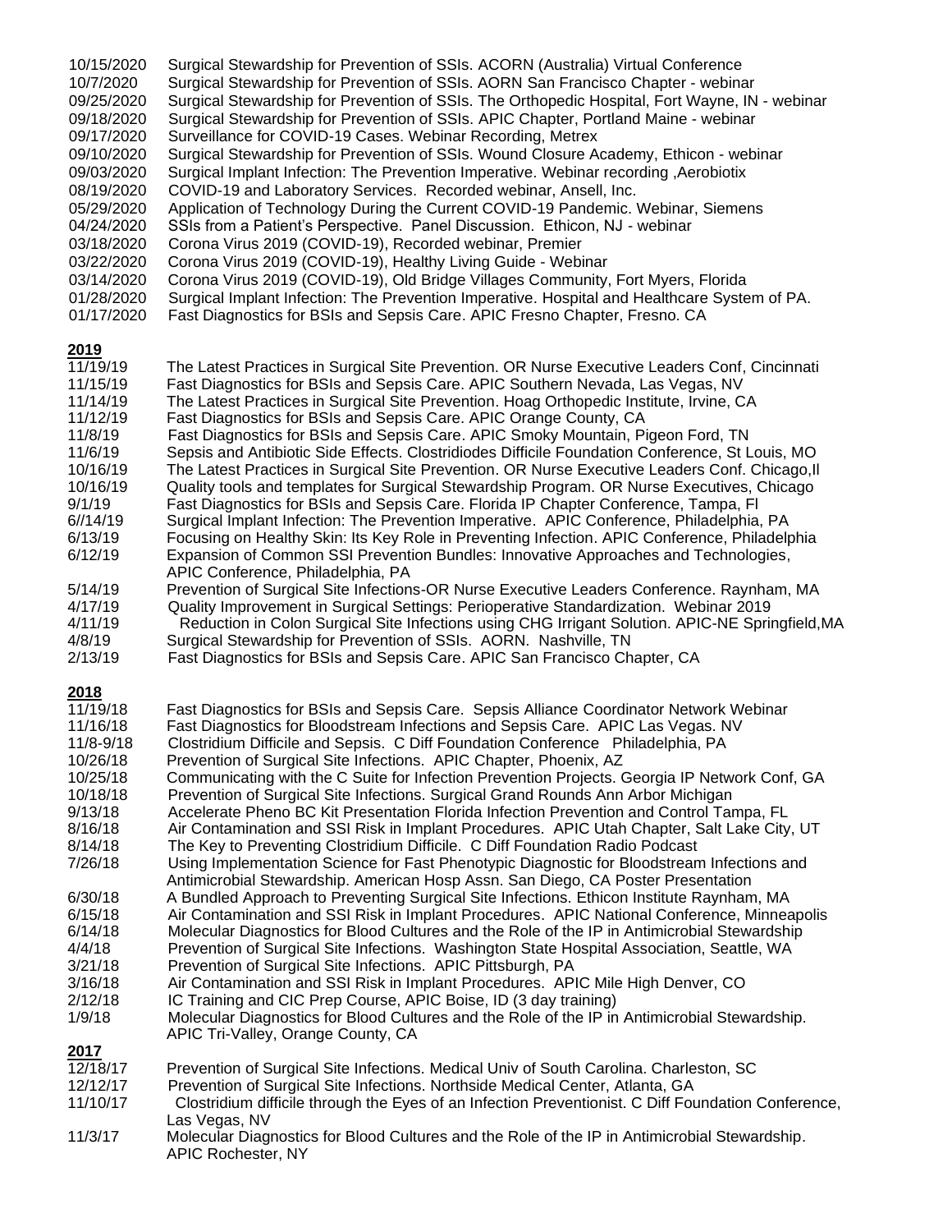10/15/2020 Surgical Stewardship for Prevention of SSIs. ACORN (Australia) Virtual Conference
10/7/2020 Surgical Stewardship for Prevention of SSIs. AORN San Francisco Chapter - webinar
09/25/2020 Surgical Stewardship for Prevention of SSIs. The Orthopedic Hospital, Fort Wayne, IN - webinar
09/18/2020 Surgical Stewardship for Prevention of SSIs. APIC Chapter, Portland Maine - webinar
09/17/2020 Surveillance for COVID-19 Cases. Webinar Recording, Metrex
09/10/2020 Surgical Stewardship for Prevention of SSIs. Wound Closure Academy, Ethicon - webinar
09/03/2020 Surgical Implant Infection: The Prevention Imperative. Webinar recording ,Aerobiotix
08/19/2020 COVID-19 and Laboratory Services. Recorded webinar, Ansell, Inc.
05/29/2020 Application of Technology During the Current COVID-19 Pandemic. Webinar, Siemens
04/24/2020 SSIs from a Patient's Perspective. Panel Discussion. Ethicon, NJ - webinar
03/18/2020 Corona Virus 2019 (COVID-19), Recorded webinar, Premier
03/22/2020 Corona Virus 2019 (COVID-19), Healthy Living Guide - Webinar
03/14/2020 Corona Virus 2019 (COVID-19), Old Bridge Villages Community, Fort Myers, Florida
01/28/2020 Surgical Implant Infection: The Prevention Imperative. Hospital and Healthcare System of PA.
01/17/2020 Fast Diagnostics for BSIs and Sepsis Care. APIC Fresno Chapter, Fresno. CA

**2019**

11/19/19 The Latest Practices in Surgical Site Prevention. OR Nurse Executive Leaders Conf, Cincinnati
11/15/19 Fast Diagnostics for BSIs and Sepsis Care. APIC Southern Nevada, Las Vegas, NV
11/14/19 The Latest Practices in Surgical Site Prevention. Hoag Orthopedic Institute, Irvine, CA
11/12/19 Fast Diagnostics for BSIs and Sepsis Care. APIC Orange County, CA
11/8/19 Fast Diagnostics for BSIs and Sepsis Care. APIC Smoky Mountain, Pigeon Ford, TN
11/6/19 Sepsis and Antibiotic Side Effects. Clostridiodes Difficile Foundation Conference, St Louis, MO
10/16/19 The Latest Practices in Surgical Site Prevention. OR Nurse Executive Leaders Conf. Chicago,Il
10/16/19 Quality tools and templates for Surgical Stewardship Program. OR Nurse Executives, Chicago
9/1/19 Fast Diagnostics for BSIs and Sepsis Care. Florida IP Chapter Conference, Tampa, Fl
6//14/19 Surgical Implant Infection: The Prevention Imperative. APIC Conference, Philadelphia, PA
6/13/19 Focusing on Healthy Skin: Its Key Role in Preventing Infection. APIC Conference, Philadelphia
6/12/19 Expansion of Common SSI Prevention Bundles: Innovative Approaches and Technologies, APIC Conference, Philadelphia, PA
5/14/19 Prevention of Surgical Site Infections-OR Nurse Executive Leaders Conference. Raynham, MA
4/17/19 Quality Improvement in Surgical Settings: Perioperative Standardization. Webinar 2019
4/11/19 Reduction in Colon Surgical Site Infections using CHG Irrigant Solution. APIC-NE Springfield,MA
4/8/19 Surgical Stewardship for Prevention of SSIs. AORN. Nashville, TN
2/13/19 Fast Diagnostics for BSIs and Sepsis Care. APIC San Francisco Chapter, CA

**2018**

11/19/18 Fast Diagnostics for BSIs and Sepsis Care. Sepsis Alliance Coordinator Network Webinar
11/16/18 Fast Diagnostics for Bloodstream Infections and Sepsis Care. APIC Las Vegas. NV
11/8-9/18 Clostridium Difficile and Sepsis. C Diff Foundation Conference Philadelphia, PA
10/26/18 Prevention of Surgical Site Infections. APIC Chapter, Phoenix, AZ
10/25/18 Communicating with the C Suite for Infection Prevention Projects. Georgia IP Network Conf, GA
10/18/18 Prevention of Surgical Site Infections. Surgical Grand Rounds Ann Arbor Michigan
9/13/18 Accelerate Pheno BC Kit Presentation Florida Infection Prevention and Control Tampa, FL
8/16/18 Air Contamination and SSI Risk in Implant Procedures. APIC Utah Chapter, Salt Lake City, UT
8/14/18 The Key to Preventing Clostridium Difficile. C Diff Foundation Radio Podcast
7/26/18 Using Implementation Science for Fast Phenotypic Diagnostic for Bloodstream Infections and Antimicrobial Stewardship. American Hosp Assn. San Diego, CA Poster Presentation
6/30/18 A Bundled Approach to Preventing Surgical Site Infections. Ethicon Institute Raynham, MA
6/15/18 Air Contamination and SSI Risk in Implant Procedures. APIC National Conference, Minneapolis
6/14/18 Molecular Diagnostics for Blood Cultures and the Role of the IP in Antimicrobial Stewardship
4/4/18 Prevention of Surgical Site Infections. Washington State Hospital Association, Seattle, WA
3/21/18 Prevention of Surgical Site Infections. APIC Pittsburgh, PA
3/16/18 Air Contamination and SSI Risk in Implant Procedures. APIC Mile High Denver, CO
2/12/18 IC Training and CIC Prep Course, APIC Boise, ID (3 day training)
1/9/18 Molecular Diagnostics for Blood Cultures and the Role of the IP in Antimicrobial Stewardship. APIC Tri-Valley, Orange County, CA

**2017**

12/18/17 Prevention of Surgical Site Infections. Medical Univ of South Carolina. Charleston, SC
12/12/17 Prevention of Surgical Site Infections. Northside Medical Center, Atlanta, GA
11/10/17 Clostridium difficile through the Eyes of an Infection Preventionist. C Diff Foundation Conference, Las Vegas, NV
11/3/17 Molecular Diagnostics for Blood Cultures and the Role of the IP in Antimicrobial Stewardship. APIC Rochester, NY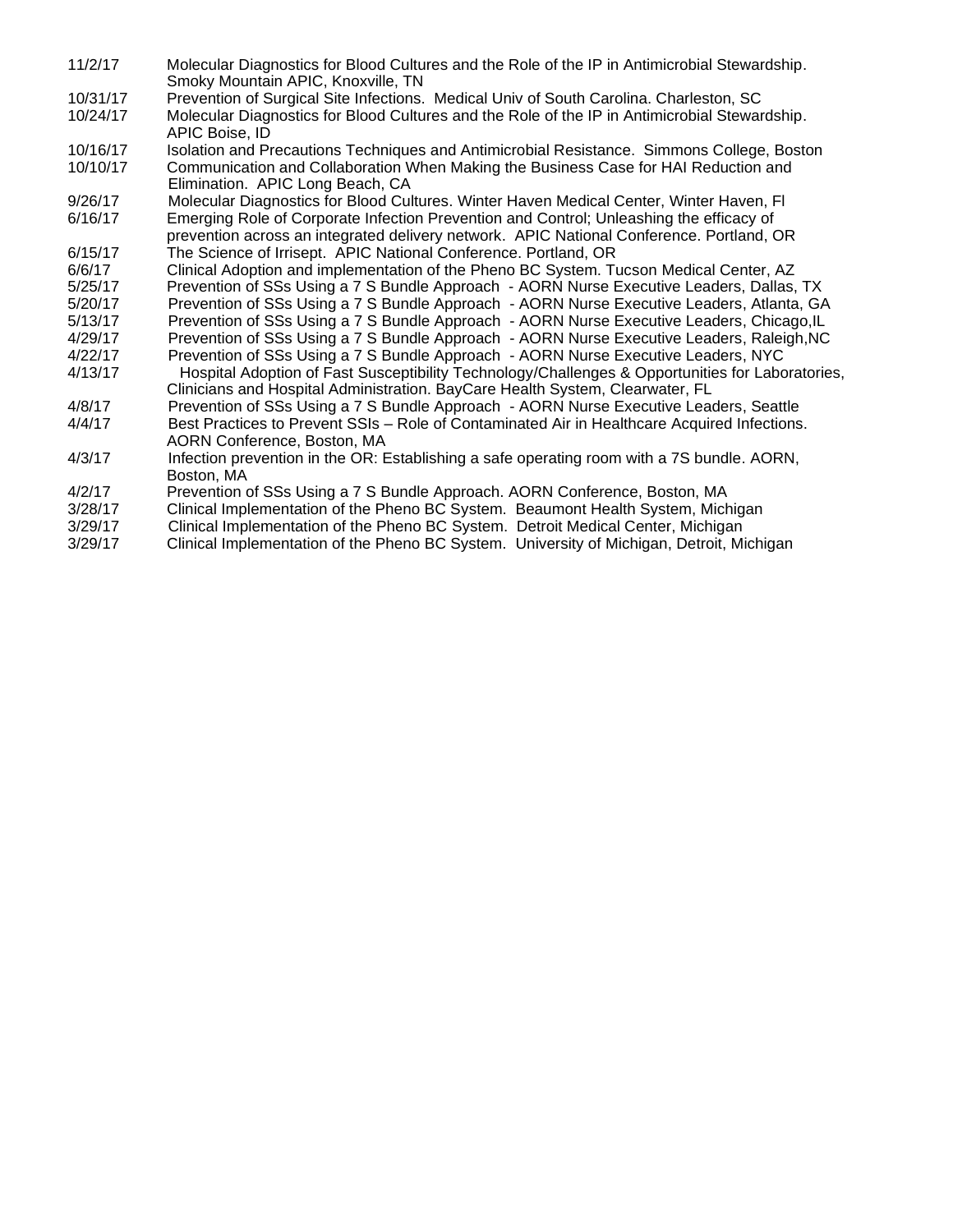| | |
|---|---|
| 11/2/17 | Molecular Diagnostics for Blood Cultures and the Role of the IP in Antimicrobial Stewardship. Smoky Mountain APIC, Knoxville, TN |
| 10/31/17 | Prevention of Surgical Site Infections. Medical Univ of South Carolina. Charleston, SC |
| 10/24/17 | Molecular Diagnostics for Blood Cultures and the Role of the IP in Antimicrobial Stewardship. APIC Boise, ID |
| 10/16/17 | Isolation and Precautions Techniques and Antimicrobial Resistance. Simmons College, Boston |
| 10/10/17 | Communication and Collaboration When Making the Business Case for HAI Reduction and Elimination. APIC Long Beach, CA |
| 9/26/17 | Molecular Diagnostics for Blood Cultures. Winter Haven Medical Center, Winter Haven, Fl |
| 6/16/17 | Emerging Role of Corporate Infection Prevention and Control; Unleashing the efficacy of prevention across an integrated delivery network. APIC National Conference. Portland, OR |
| 6/15/17 | The Science of Irrisept. APIC National Conference. Portland, OR |
| 6/6/17 | Clinical Adoption and implementation of the Pheno BC System. Tucson Medical Center, AZ |
| 5/25/17 | Prevention of SSs Using a 7 S Bundle Approach - AORN Nurse Executive Leaders, Dallas, TX |
| 5/20/17 | Prevention of SSs Using a 7 S Bundle Approach - AORN Nurse Executive Leaders, Atlanta, GA |
| 5/13/17 | Prevention of SSs Using a 7 S Bundle Approach - AORN Nurse Executive Leaders, Chicago,IL |
| 4/29/17 | Prevention of SSs Using a 7 S Bundle Approach - AORN Nurse Executive Leaders, Raleigh,NC |
| 4/22/17 | Prevention of SSs Using a 7 S Bundle Approach - AORN Nurse Executive Leaders, NYC |
| 4/13/17 | Hospital Adoption of Fast Susceptibility Technology/Challenges & Opportunities for Laboratories, Clinicians and Hospital Administration. BayCare Health System, Clearwater, FL |
| 4/8/17 | Prevention of SSs Using a 7 S Bundle Approach - AORN Nurse Executive Leaders, Seattle |
| 4/4/17 | Best Practices to Prevent SSIs – Role of Contaminated Air in Healthcare Acquired Infections. AORN Conference, Boston, MA |
| 4/3/17 | Infection prevention in the OR: Establishing a safe operating room with a 7S bundle. AORN, Boston, MA |
| 4/2/17 | Prevention of SSs Using a 7 S Bundle Approach. AORN Conference, Boston, MA |
| 3/28/17 | Clinical Implementation of the Pheno BC System. Beaumont Health System, Michigan |
| 3/29/17 | Clinical Implementation of the Pheno BC System. Detroit Medical Center, Michigan |
| 3/29/17 | Clinical Implementation of the Pheno BC System. University of Michigan, Detroit, Michigan |